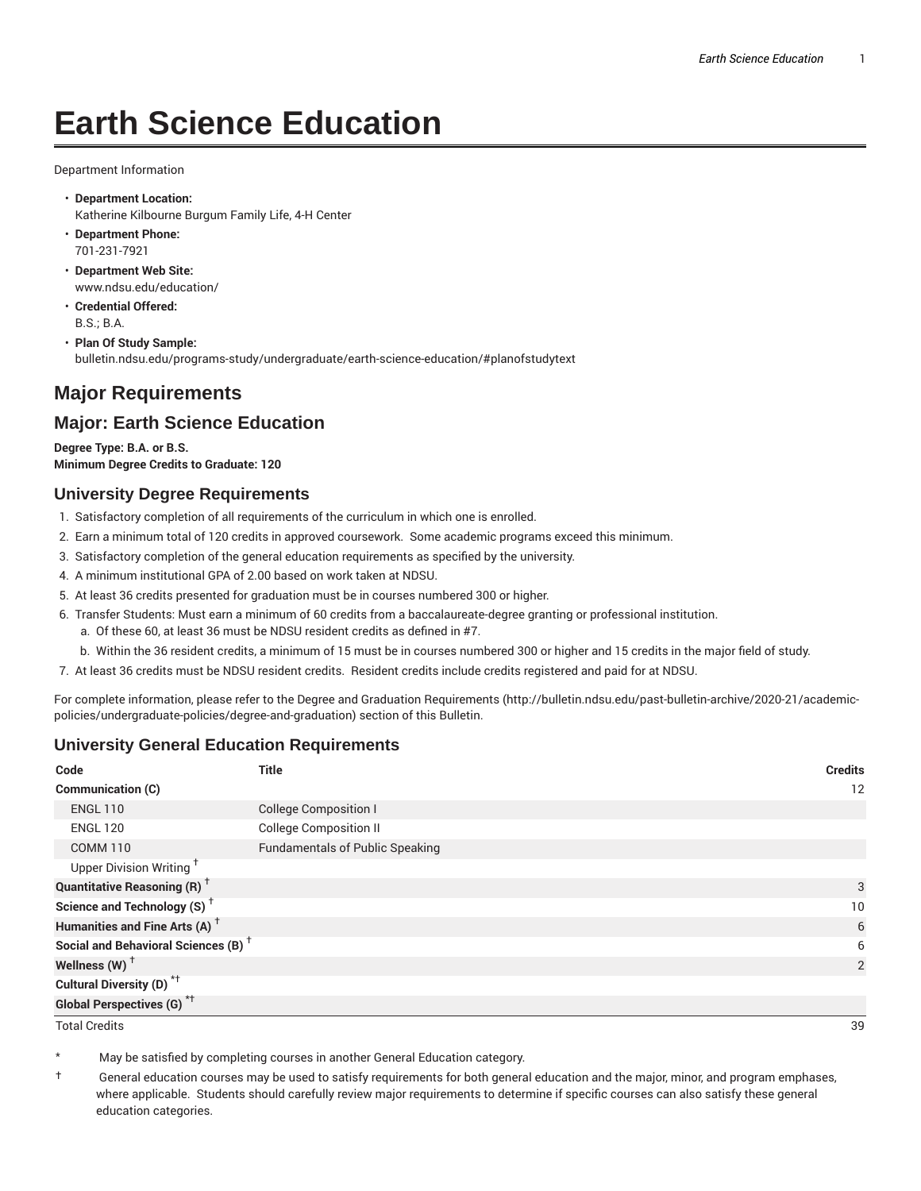# Earth Science Education

Department Information

- **Department Location:**
  Katherine Kilbourne Burgum Family Life, 4-H Center
- **Department Phone:**
  701-231-7921
- **Department Web Site:**
  www.ndsu.edu/education/
- **Credential Offered:**
  B.S.; B.A.
- **Plan Of Study Sample:**
  bulletin.ndsu.edu/programs-study/undergraduate/earth-science-education/#planofstudytext

## Major Requirements

## Major: Earth Science Education

**Degree Type: B.A. or B.S.**
**Minimum Degree Credits to Graduate: 120**

### University Degree Requirements

1. Satisfactory completion of all requirements of the curriculum in which one is enrolled.
2. Earn a minimum total of 120 credits in approved coursework. Some academic programs exceed this minimum.
3. Satisfactory completion of the general education requirements as specified by the university.
4. A minimum institutional GPA of 2.00 based on work taken at NDSU.
5. At least 36 credits presented for graduation must be in courses numbered 300 or higher.
6. Transfer Students: Must earn a minimum of 60 credits from a baccalaureate-degree granting or professional institution.
   a. Of these 60, at least 36 must be NDSU resident credits as defined in #7.
   b. Within the 36 resident credits, a minimum of 15 must be in courses numbered 300 or higher and 15 credits in the major field of study.
7. At least 36 credits must be NDSU resident credits. Resident credits include credits registered and paid for at NDSU.

For complete information, please refer to the Degree and Graduation Requirements (http://bulletin.ndsu.edu/past-bulletin-archive/2020-21/academic-policies/undergraduate-policies/degree-and-graduation) section of this Bulletin.

### University General Education Requirements

| Code | Title | Credits |
|---|---|---|
| **Communication (C)** | | 12 |
| ENGL 110 | College Composition I | |
| ENGL 120 | College Composition II | |
| COMM 110 | Fundamentals of Public Speaking | |
| Upper Division Writing † | | |
| **Quantitative Reasoning (R)** † | | 3 |
| **Science and Technology (S)** † | | 10 |
| **Humanities and Fine Arts (A)** † | | 6 |
| **Social and Behavioral Sciences (B)** † | | 6 |
| **Wellness (W)** † | | 2 |
| **Cultural Diversity (D)** *† | | |
| **Global Perspectives (G)** *† | | |
| Total Credits | | 39 |

\* May be satisfied by completing courses in another General Education category.

† General education courses may be used to satisfy requirements for both general education and the major, minor, and program emphases, where applicable. Students should carefully review major requirements to determine if specific courses can also satisfy these general education categories.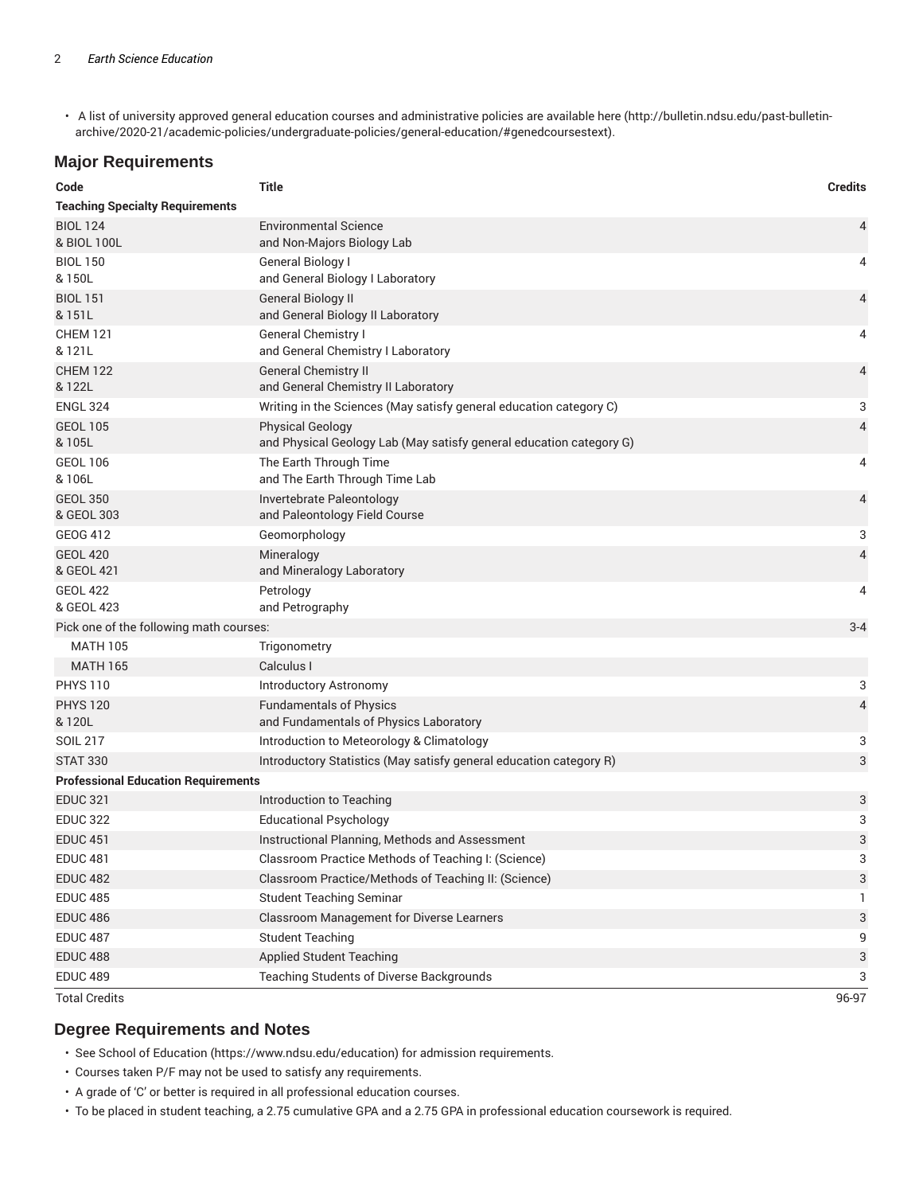- A list of university approved general education courses and administrative policies are available here (http://bulletin.ndsu.edu/past-bulletin-archive/2020-21/academic-policies/undergraduate-policies/general-education/#genedcoursestext).

## Major Requirements

| Code | Title | Credits |
|---|---|---|
| **Teaching Specialty Requirements** | | |
| BIOL 124 & BIOL 100L | Environmental Science and Non-Majors Biology Lab | 4 |
| BIOL 150 & 150L | General Biology I and General Biology I Laboratory | 4 |
| BIOL 151 & 151L | General Biology II and General Biology II Laboratory | 4 |
| CHEM 121 & 121L | General Chemistry I and General Chemistry I Laboratory | 4 |
| CHEM 122 & 122L | General Chemistry II and General Chemistry II Laboratory | 4 |
| ENGL 324 | Writing in the Sciences (May satisfy general education category C) | 3 |
| GEOL 105 & 105L | Physical Geology and Physical Geology Lab (May satisfy general education category G) | 4 |
| GEOL 106 & 106L | The Earth Through Time and The Earth Through Time Lab | 4 |
| GEOL 350 & GEOL 303 | Invertebrate Paleontology and Paleontology Field Course | 4 |
| GEOG 412 | Geomorphology | 3 |
| GEOL 420 & GEOL 421 | Mineralogy and Mineralogy Laboratory | 4 |
| GEOL 422 & GEOL 423 | Petrology and Petrography | 4 |
| Pick one of the following math courses: | | 3-4 |
| MATH 105 | Trigonometry | |
| MATH 165 | Calculus I | |
| PHYS 110 | Introductory Astronomy | 3 |
| PHYS 120 & 120L | Fundamentals of Physics and Fundamentals of Physics Laboratory | 4 |
| SOIL 217 | Introduction to Meteorology & Climatology | 3 |
| STAT 330 | Introductory Statistics (May satisfy general education category R) | 3 |
| **Professional Education Requirements** | | |
| EDUC 321 | Introduction to Teaching | 3 |
| EDUC 322 | Educational Psychology | 3 |
| EDUC 451 | Instructional Planning, Methods and Assessment | 3 |
| EDUC 481 | Classroom Practice Methods of Teaching I: (Science) | 3 |
| EDUC 482 | Classroom Practice/Methods of Teaching II: (Science) | 3 |
| EDUC 485 | Student Teaching Seminar | 1 |
| EDUC 486 | Classroom Management for Diverse Learners | 3 |
| EDUC 487 | Student Teaching | 9 |
| EDUC 488 | Applied Student Teaching | 3 |
| EDUC 489 | Teaching Students of Diverse Backgrounds | 3 |
| Total Credits | | 96-97 |

## Degree Requirements and Notes

- See School of Education (https://www.ndsu.edu/education) for admission requirements.
- Courses taken P/F may not be used to satisfy any requirements.
- A grade of 'C' or better is required in all professional education courses.
- To be placed in student teaching, a 2.75 cumulative GPA and a 2.75 GPA in professional education coursework is required.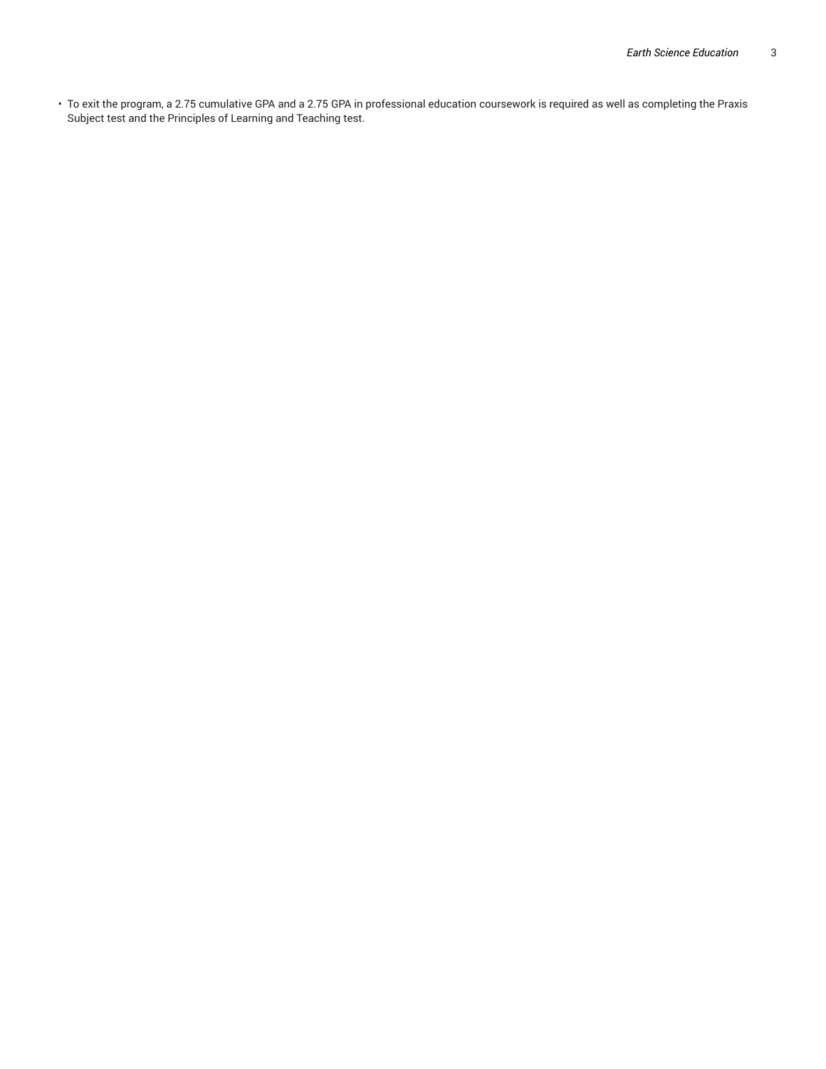- To exit the program, a 2.75 cumulative GPA and a 2.75 GPA in professional education coursework is required as well as completing the Praxis Subject test and the Principles of Learning and Teaching test.